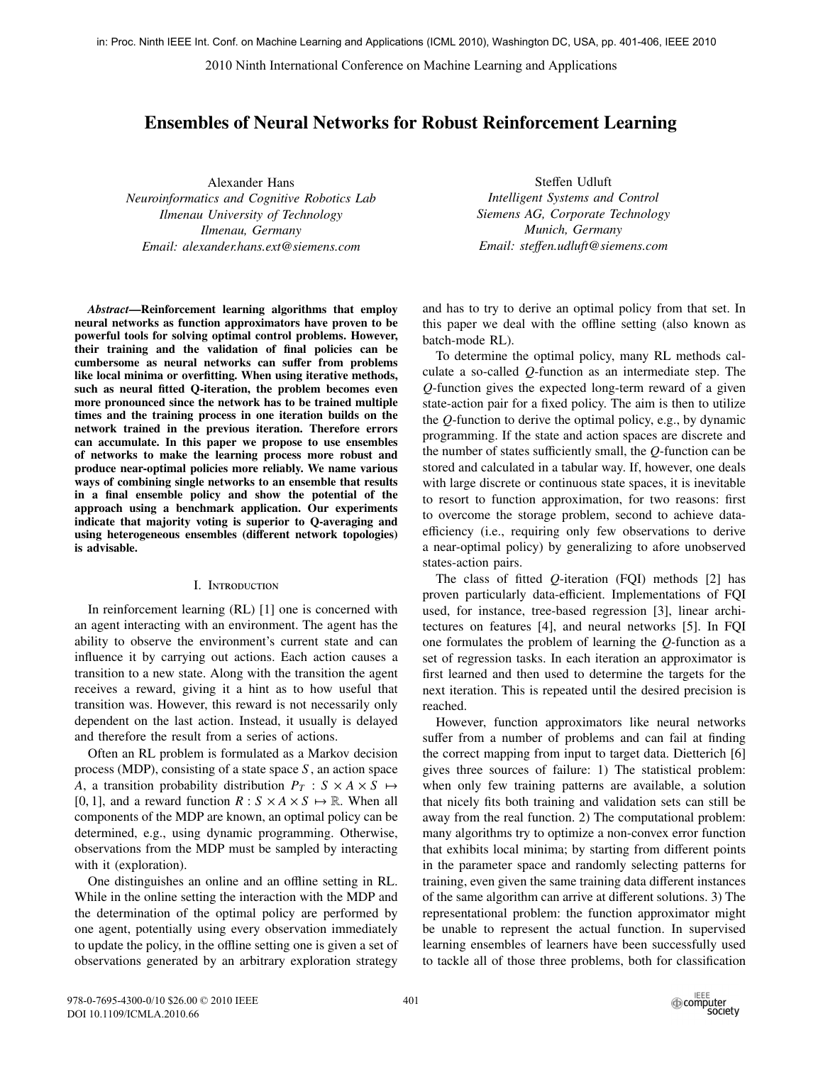in: Proc. Ninth IEEE Int. Conf. on Machine Learning and Applications (ICML 2010), Washington DC, USA, pp. 401-406, IEEE 2010

# Ensembles of Neural Networks for Robust Reinforcement Learning

Alexander Hans
*Neuroinformatics and Cognitive Robotics Lab*
*Ilmenau University of Technology*
*Ilmenau, Germany*
*Email: alexander.hans.ext@siemens.com*

Steffen Udluft
*Intelligent Systems and Control*
*Siemens AG, Corporate Technology*
*Munich, Germany*
*Email: steffen.udluft@siemens.com*

***Abstract*—Reinforcement learning algorithms that employ neural networks as function approximators have proven to be powerful tools for solving optimal control problems. However, their training and the validation of final policies can be cumbersome as neural networks can suffer from problems like local minima or overfitting. When using iterative methods, such as neural fitted Q-iteration, the problem becomes even more pronounced since the network has to be trained multiple times and the training process in one iteration builds on the network trained in the previous iteration. Therefore errors can accumulate. In this paper we propose to use ensembles of networks to make the learning process more robust and produce near-optimal policies more reliably. We name various ways of combining single networks to an ensemble that results in a final ensemble policy and show the potential of the approach using a benchmark application. Our experiments indicate that majority voting is superior to Q-averaging and using heterogeneous ensembles (different network topologies) is advisable.**

## I. Introduction

In reinforcement learning (RL) [1] one is concerned with an agent interacting with an environment. The agent has the ability to observe the environment's current state and can influence it by carrying out actions. Each action causes a transition to a new state. Along with the transition the agent receives a reward, giving it a hint as to how useful that transition was. However, this reward is not necessarily only dependent on the last action. Instead, it usually is delayed and therefore the result from a series of actions.

Often an RL problem is formulated as a Markov decision process (MDP), consisting of a state space $S$, an action space $A$, a transition probability distribution $P_T : S \times A \times S \mapsto [0, 1]$, and a reward function $R : S \times A \times S \mapsto \mathbb{R}$. When all components of the MDP are known, an optimal policy can be determined, e.g., using dynamic programming. Otherwise, observations from the MDP must be sampled by interacting with it (exploration).

One distinguishes an online and an offline setting in RL. While in the online setting the interaction with the MDP and the determination of the optimal policy are performed by one agent, potentially using every observation immediately to update the policy, in the offline setting one is given a set of observations generated by an arbitrary exploration strategy and has to try to derive an optimal policy from that set. In this paper we deal with the offline setting (also known as batch-mode RL).

To determine the optimal policy, many RL methods calculate a so-called $Q$-function as an intermediate step. The $Q$-function gives the expected long-term reward of a given state-action pair for a fixed policy. The aim is then to utilize the $Q$-function to derive the optimal policy, e.g., by dynamic programming. If the state and action spaces are discrete and the number of states sufficiently small, the $Q$-function can be stored and calculated in a tabular way. If, however, one deals with large discrete or continuous state spaces, it is inevitable to resort to function approximation, for two reasons: first to overcome the storage problem, second to achieve data-efficiency (i.e., requiring only few observations to derive a near-optimal policy) by generalizing to afore unobserved states-action pairs.

The class of fitted $Q$-iteration (FQI) methods [2] has proven particularly data-efficient. Implementations of FQI used, for instance, tree-based regression [3], linear architectures on features [4], and neural networks [5]. In FQI one formulates the problem of learning the $Q$-function as a set of regression tasks. In each iteration an approximator is first learned and then used to determine the targets for the next iteration. This is repeated until the desired precision is reached.

However, function approximators like neural networks suffer from a number of problems and can fail at finding the correct mapping from input to target data. Dietterich [6] gives three sources of failure: 1) The statistical problem: when only few training patterns are available, a solution that nicely fits both training and validation sets can still be away from the real function. 2) The computational problem: many algorithms try to optimize a non-convex error function that exhibits local minima; by starting from different points in the parameter space and randomly selecting patterns for training, even given the same training data different instances of the same algorithm can arrive at different solutions. 3) The representational problem: the function approximator might be unable to represent the actual function. In supervised learning ensembles of learners have been successfully used to tackle all of those three problems, both for classification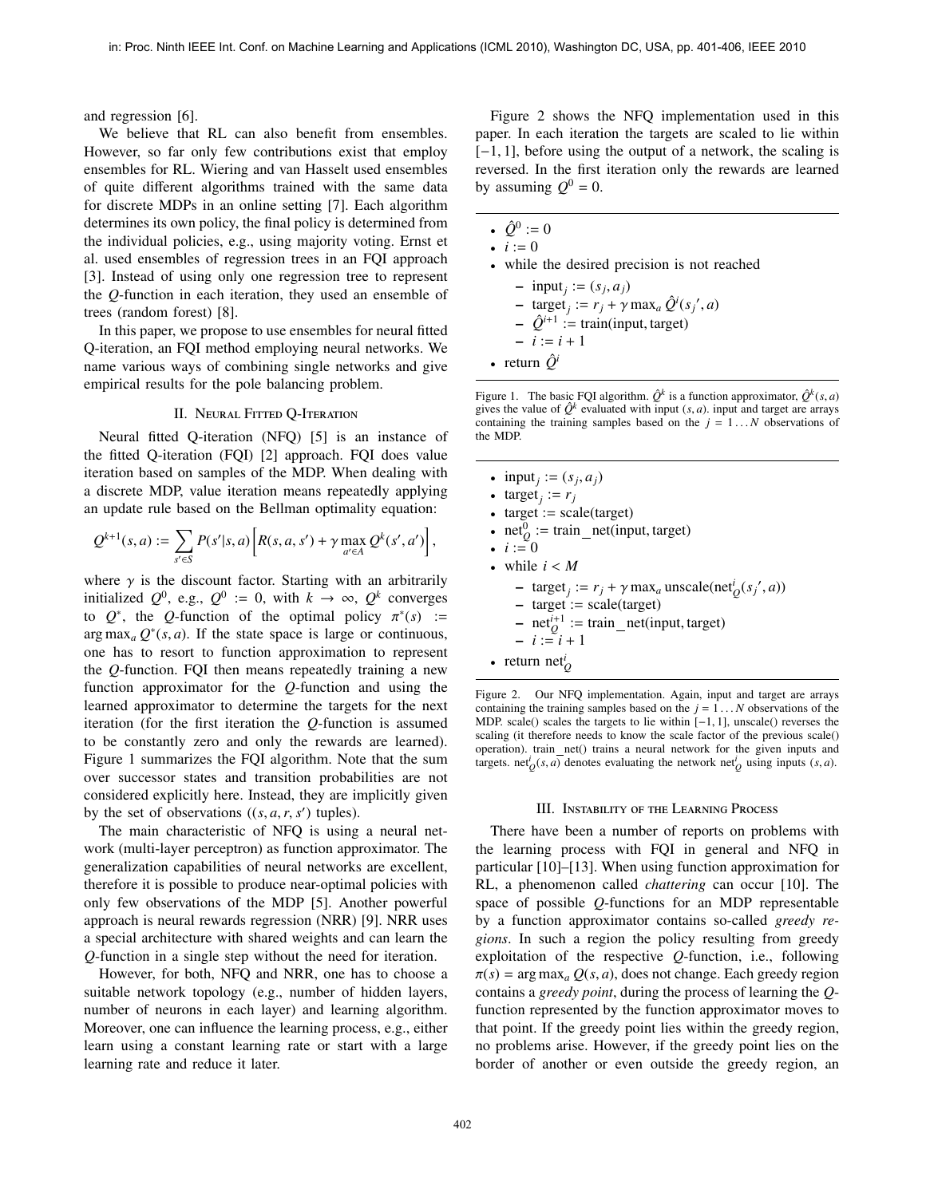and regression [6].

We believe that RL can also benefit from ensembles. However, so far only few contributions exist that employ ensembles for RL. Wiering and van Hasselt used ensembles of quite different algorithms trained with the same data for discrete MDPs in an online setting [7]. Each algorithm determines its own policy, the final policy is determined from the individual policies, e.g., using majority voting. Ernst et al. used ensembles of regression trees in an FQI approach [3]. Instead of using only one regression tree to represent the $Q$-function in each iteration, they used an ensemble of trees (random forest) [8].

In this paper, we propose to use ensembles for neural fitted Q-iteration, an FQI method employing neural networks. We name various ways of combining single networks and give empirical results for the pole balancing problem.

## II. Neural Fitted Q-Iteration

Neural fitted Q-iteration (NFQ) [5] is an instance of the fitted Q-iteration (FQI) [2] approach. FQI does value iteration based on samples of the MDP. When dealing with a discrete MDP, value iteration means repeatedly applying an update rule based on the Bellman optimality equation:

$$Q^{k+1}(s,a) := \sum_{s' \in S} P(s'|s,a) \left[ R(s,a,s') + \gamma \max_{a' \in A} Q^k(s',a') \right],$$

where $\gamma$ is the discount factor. Starting with an arbitrarily initialized $Q^0$, e.g., $Q^0 := 0$, with $k \to \infty$, $Q^k$ converges to $Q^*$, the $Q$-function of the optimal policy $\pi^*(s) := \arg\max_a Q^*(s,a)$. If the state space is large or continuous, one has to resort to function approximation to represent the $Q$-function. FQI then means repeatedly training a new function approximator for the $Q$-function and using the learned approximator to determine the targets for the next iteration (for the first iteration the $Q$-function is assumed to be constantly zero and only the rewards are learned). Figure 1 summarizes the FQI algorithm. Note that the sum over successor states and transition probabilities are not considered explicitly here. Instead, they are implicitly given by the set of observations ($(s,a,r,s')$ tuples).

The main characteristic of NFQ is using a neural network (multi-layer perceptron) as function approximator. The generalization capabilities of neural networks are excellent, therefore it is possible to produce near-optimal policies with only few observations of the MDP [5]. Another powerful approach is neural rewards regression (NRR) [9]. NRR uses a special architecture with shared weights and can learn the $Q$-function in a single step without the need for iteration.

However, for both, NFQ and NRR, one has to choose a suitable network topology (e.g., number of hidden layers, number of neurons in each layer) and learning algorithm. Moreover, one can influence the learning process, e.g., either learn using a constant learning rate or start with a large learning rate and reduce it later.

Figure 2 shows the NFQ implementation used in this paper. In each iteration the targets are scaled to lie within $[-1, 1]$, before using the output of a network, the scaling is reversed. In the first iteration only the rewards are learned by assuming $Q^0 = 0$.

- $\hat{Q}^0 := 0$
- $i := 0$
- while the desired precision is not reached
  - input$_j := (s_j, a_j)$
  - target$_j := r_j + \gamma \max_a \hat{Q}^i(s_j', a)$
  - $\hat{Q}^{i+1} :=$ train(input, target)
  - $i := i + 1$
- return $\hat{Q}^i$

Figure 1. The basic FQI algorithm. $\hat{Q}^k$ is a function approximator, $\hat{Q}^k(s,a)$ gives the value of $\hat{Q}^k$ evaluated with input $(s,a)$. input and target are arrays containing the training samples based on the $j = 1 \ldots N$ observations of the MDP.

- input$_j := (s_j, a_j)$
- target$_j := r_j$
- target := scale(target)
- net$_Q^0$ := train_net(input, target)
- $i := 0$
- while $i < M$
  - target$_j := r_j + \gamma \max_a$ unscale(net$_Q^i(s_j', a)$)
  - target := scale(target)
  - net$_Q^{i+1}$ := train_net(input, target)
  - $i := i + 1$
- return net$_Q^i$

Figure 2. Our NFQ implementation. Again, input and target are arrays containing the training samples based on the $j = 1 \ldots N$ observations of the MDP. scale() scales the targets to lie within $[-1, 1]$, unscale() reverses the scaling (it therefore needs to know the scale factor of the previous scale() operation). train_net() trains a neural network for the given inputs and targets. net$_Q^i(s,a)$ denotes evaluating the network net$_Q^i$ using inputs $(s,a)$.

## III. Instability of the Learning Process

There have been a number of reports on problems with the learning process with FQI in general and NFQ in particular [10]–[13]. When using function approximation for RL, a phenomenon called *chattering* can occur [10]. The space of possible $Q$-functions for an MDP representable by a function approximator contains so-called *greedy regions*. In such a region the policy resulting from greedy exploitation of the respective $Q$-function, i.e., following $\pi(s) = \arg\max_a Q(s,a)$, does not change. Each greedy region contains a *greedy point*, during the process of learning the $Q$-function represented by the function approximator moves to that point. If the greedy point lies within the greedy region, no problems arise. However, if the greedy point lies on the border of another or even outside the greedy region, an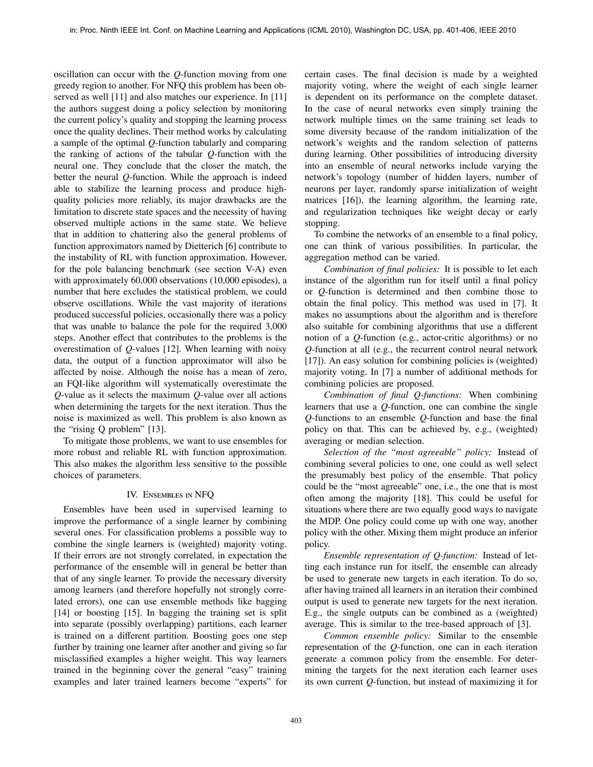oscillation can occur with the $Q$-function moving from one greedy region to another. For NFQ this problem has been observed as well [11] and also matches our experience. In [11] the authors suggest doing a policy selection by monitoring the current policy's quality and stopping the learning process once the quality declines. Their method works by calculating a sample of the optimal $Q$-function tabularly and comparing the ranking of actions of the tabular $Q$-function with the neural one. They conclude that the closer the match, the better the neural $Q$-function. While the approach is indeed able to stabilize the learning process and produce high-quality policies more reliably, its major drawbacks are the limitation to discrete state spaces and the necessity of having observed multiple actions in the same state. We believe that in addition to chattering also the general problems of function approximators named by Dietterich [6] contribute to the instability of RL with function approximation. However, for the pole balancing benchmark (see section V-A) even with approximately 60,000 observations (10,000 episodes), a number that here excludes the statistical problem, we could observe oscillations. While the vast majority of iterations produced successful policies, occasionally there was a policy that was unable to balance the pole for the required 3,000 steps. Another effect that contributes to the problems is the overestimation of $Q$-values [12]. When learning with noisy data, the output of a function approximator will also be affected by noise. Although the noise has a mean of zero, an FQI-like algorithm will systematically overestimate the $Q$-value as it selects the maximum $Q$-value over all actions when determining the targets for the next iteration. Thus the noise is maximized as well. This problem is also known as the "rising Q problem" [13].

To mitigate those problems, we want to use ensembles for more robust and reliable RL with function approximation. This also makes the algorithm less sensitive to the possible choices of parameters.

## IV. Ensembles in NFQ

Ensembles have been used in supervised learning to improve the performance of a single learner by combining several ones. For classification problems a possible way to combine the single learners is (weighted) majority voting. If their errors are not strongly correlated, in expectation the performance of the ensemble will in general be better than that of any single learner. To provide the necessary diversity among learners (and therefore hopefully not strongly correlated errors), one can use ensemble methods like bagging [14] or boosting [15]. In bagging the training set is split into separate (possibly overlapping) partitions, each learner is trained on a different partition. Boosting goes one step further by training one learner after another and giving so far misclassified examples a higher weight. This way learners trained in the beginning cover the general "easy" training examples and later trained learners become "experts" for certain cases. The final decision is made by a weighted majority voting, where the weight of each single learner is dependent on its performance on the complete dataset. In the case of neural networks even simply training the network multiple times on the same training set leads to some diversity because of the random initialization of the network's weights and the random selection of patterns during learning. Other possibilities of introducing diversity into an ensemble of neural networks include varying the network's topology (number of hidden layers, number of neurons per layer, randomly sparse initialization of weight matrices [16]), the learning algorithm, the learning rate, and regularization techniques like weight decay or early stopping.

To combine the networks of an ensemble to a final policy, one can think of various possibilities. In particular, the aggregation method can be varied.

*Combination of final policies:* It is possible to let each instance of the algorithm run for itself until a final policy or $Q$-function is determined and then combine those to obtain the final policy. This method was used in [7]. It makes no assumptions about the algorithm and is therefore also suitable for combining algorithms that use a different notion of a $Q$-function (e.g., actor-critic algorithms) or no $Q$-function at all (e.g., the recurrent control neural network [17]). An easy solution for combining policies is (weighted) majority voting. In [7] a number of additional methods for combining policies are proposed.

*Combination of final Q-functions:* When combining learners that use a $Q$-function, one can combine the single $Q$-functions to an ensemble $Q$-function and base the final policy on that. This can be achieved by, e.g., (weighted) averaging or median selection.

*Selection of the "most agreeable" policy:* Instead of combining several policies to one, one could as well select the presumably best policy of the ensemble. That policy could be the "most agreeable" one, i.e., the one that is most often among the majority [18]. This could be useful for situations where there are two equally good ways to navigate the MDP. One policy could come up with one way, another policy with the other. Mixing them might produce an inferior policy.

*Ensemble representation of Q-function:* Instead of letting each instance run for itself, the ensemble can already be used to generate new targets in each iteration. To do so, after having trained all learners in an iteration their combined output is used to generate new targets for the next iteration. E.g., the single outputs can be combined as a (weighted) average. This is similar to the tree-based approach of [3].

*Common ensemble policy:* Similar to the ensemble representation of the $Q$-function, one can in each iteration generate a common policy from the ensemble. For determining the targets for the next iteration each learner uses its own current $Q$-function, but instead of maximizing it for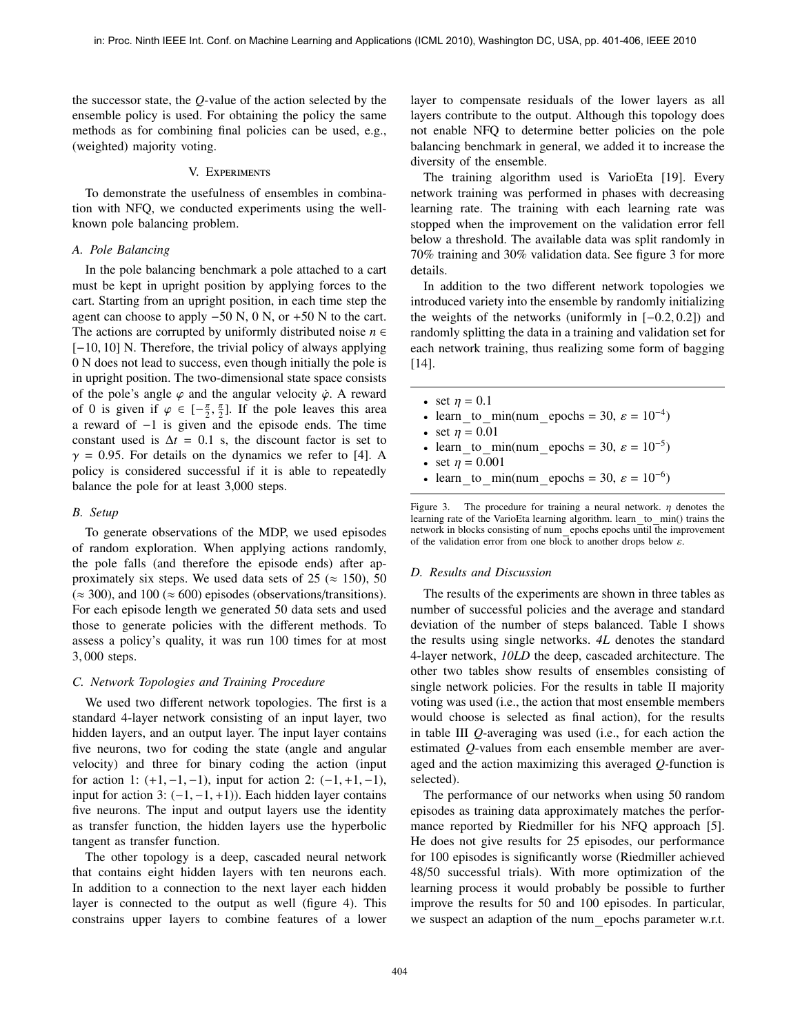the successor state, the $Q$-value of the action selected by the ensemble policy is used. For obtaining the policy the same methods as for combining final policies can be used, e.g., (weighted) majority voting.

## V. Experiments

To demonstrate the usefulness of ensembles in combination with NFQ, we conducted experiments using the well-known pole balancing problem.

### A. Pole Balancing

In the pole balancing benchmark a pole attached to a cart must be kept in upright position by applying forces to the cart. Starting from an upright position, in each time step the agent can choose to apply −50 N, 0 N, or +50 N to the cart. The actions are corrupted by uniformly distributed noise $n \in [-10, 10]$ N. Therefore, the trivial policy of always applying 0 N does not lead to success, even though initially the pole is in upright position. The two-dimensional state space consists of the pole's angle $\varphi$ and the angular velocity $\dot{\varphi}$. A reward of 0 is given if $\varphi \in [-\frac{\pi}{2}, \frac{\pi}{2}]$. If the pole leaves this area a reward of −1 is given and the episode ends. The time constant used is $\Delta t = 0.1$ s, the discount factor is set to $\gamma = 0.95$. For details on the dynamics we refer to [4]. A policy is considered successful if it is able to repeatedly balance the pole for at least 3,000 steps.

### B. Setup

To generate observations of the MDP, we used episodes of random exploration. When applying actions randomly, the pole falls (and therefore the episode ends) after approximately six steps. We used data sets of 25 ($\approx$ 150), 50 ($\approx$ 300), and 100 ($\approx$ 600) episodes (observations/transitions). For each episode length we generated 50 data sets and used those to generate policies with the different methods. To assess a policy's quality, it was run 100 times for at most 3,000 steps.

### C. Network Topologies and Training Procedure

We used two different network topologies. The first is a standard 4-layer network consisting of an input layer, two hidden layers, and an output layer. The input layer contains five neurons, two for coding the state (angle and angular velocity) and three for binary coding the action (input for action 1: $(+1, -1, -1)$, input for action 2: $(-1, +1, -1)$, input for action 3: $(-1, -1, +1)$). Each hidden layer contains five neurons. The input and output layers use the identity as transfer function, the hidden layers use the hyperbolic tangent as transfer function.

The other topology is a deep, cascaded neural network that contains eight hidden layers with ten neurons each. In addition to a connection to the next layer each hidden layer is connected to the output as well (figure 4). This constrains upper layers to combine features of a lower layer to compensate residuals of the lower layers as all layers contribute to the output. Although this topology does not enable NFQ to determine better policies on the pole balancing benchmark in general, we added it to increase the diversity of the ensemble.

The training algorithm used is VarioEta [19]. Every network training was performed in phases with decreasing learning rate. The training with each learning rate was stopped when the improvement on the validation error fell below a threshold. The available data was split randomly in 70% training and 30% validation data. See figure 3 for more details.

In addition to the two different network topologies we introduced variety into the ensemble by randomly initializing the weights of the networks (uniformly in $[-0.2, 0.2]$) and randomly splitting the data in a training and validation set for each network training, thus realizing some form of bagging [14].

- set $\eta = 0.1$
- learn_to_min(num_epochs = 30, $\varepsilon = 10^{-4}$)
- set $\eta = 0.01$
- learn_to_min(num_epochs = 30, $\varepsilon = 10^{-5}$)
- set $\eta = 0.001$
- learn_to_min(num_epochs = 30, $\varepsilon = 10^{-6}$)

Figure 3. The procedure for training a neural network. $\eta$ denotes the learning rate of the VarioEta learning algorithm. learn_to_min() trains the network in blocks consisting of num_epochs epochs until the improvement of the validation error from one block to another drops below $\varepsilon$.

### D. Results and Discussion

The results of the experiments are shown in three tables as number of successful policies and the average and standard deviation of the number of steps balanced. Table I shows the results using single networks. *4L* denotes the standard 4-layer network, *10LD* the deep, cascaded architecture. The other two tables show results of ensembles consisting of single network policies. For the results in table II majority voting was used (i.e., the action that most ensemble members would choose is selected as final action), for the results in table III $Q$-averaging was used (i.e., for each action the estimated $Q$-values from each ensemble member are averaged and the action maximizing this averaged $Q$-function is selected).

The performance of our networks when using 50 random episodes as training data approximately matches the performance reported by Riedmiller for his NFQ approach [5]. He does not give results for 25 episodes, our performance for 100 episodes is significantly worse (Riedmiller achieved 48/50 successful trials). With more optimization of the learning process it would probably be possible to further improve the results for 50 and 100 episodes. In particular, we suspect an adaption of the num_epochs parameter w.r.t.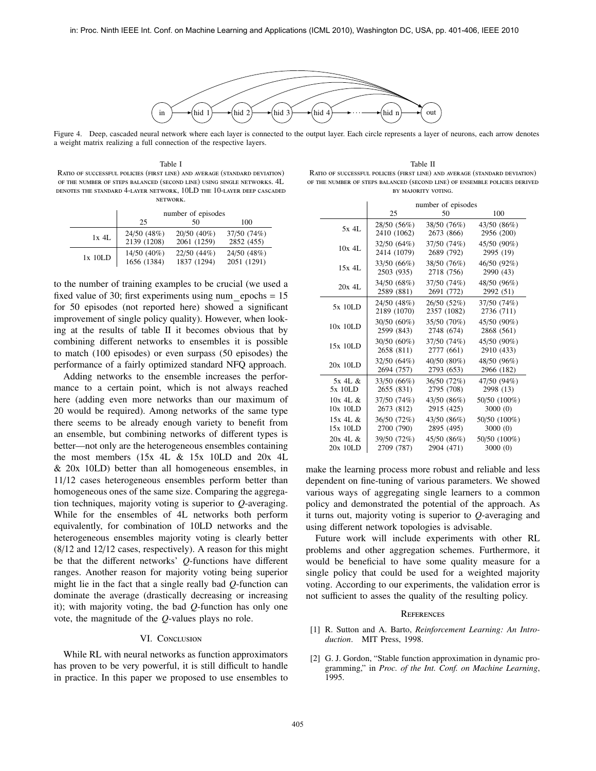Figure 4. Deep, cascaded neural network where each layer is connected to the output layer. Each circle represents a layer of neurons, each arrow denotes a weight matrix realizing a full connection of the respective layers.

Table I

Ratio of successful policies (first line) and average (standard deviation) of the number of steps balanced (second line) using single networks. 4L denotes the standard 4-layer network, 10LD the 10-layer deep cascaded network.

| | number of episodes | | |
|---|---|---|---|
| | 25 | 50 | 100 |
| 1x 4L | 24/50 (48%)<br>2139 (1208) | 20/50 (40%)<br>2061 (1259) | 37/50 (74%)<br>2852 (455) |
| 1x 10LD | 14/50 (40%)<br>1656 (1384) | 22/50 (44%)<br>1837 (1294) | 24/50 (48%)<br>2051 (1291) |

to the number of training examples to be crucial (we used a fixed value of 30; first experiments using num_epochs = 15 for 50 episodes (not reported here) showed a significant improvement of single policy quality). However, when looking at the results of table II it becomes obvious that by combining different networks to ensembles it is possible to match (100 episodes) or even surpass (50 episodes) the performance of a fairly optimized standard NFQ approach.

Adding networks to the ensemble increases the performance to a certain point, which is not always reached here (adding even more networks than our maximum of 20 would be required). Among networks of the same type there seems to be already enough variety to benefit from an ensemble, but combining networks of different types is better—not only are the heterogeneous ensembles containing the most members (15x 4L & 15x 10LD and 20x 4L & 20x 10LD) better than all homogeneous ensembles, in 11/12 cases heterogeneous ensembles perform better than homogeneous ones of the same size. Comparing the aggregation techniques, majority voting is superior to *Q*-averaging. While for the ensembles of 4L networks both perform equivalently, for combination of 10LD networks and the heterogeneous ensembles majority voting is clearly better (8/12 and 12/12 cases, respectively). A reason for this might be that the different networks' *Q*-functions have different ranges. Another reason for majority voting being superior might lie in the fact that a single really bad *Q*-function can dominate the average (drastically decreasing or increasing it); with majority voting, the bad *Q*-function has only one vote, the magnitude of the *Q*-values plays no role.

## VI. Conclusion

While RL with neural networks as function approximators has proven to be very powerful, it is still difficult to handle in practice. In this paper we proposed to use ensembles to make the learning process more robust and reliable and less dependent on fine-tuning of various parameters. We showed various ways of aggregating single learners to a common policy and demonstrated the potential of the approach. As it turns out, majority voting is superior to *Q*-averaging and using different network topologies is advisable.

Future work will include experiments with other RL problems and other aggregation schemes. Furthermore, it would be beneficial to have some quality measure for a single policy that could be used for a weighted majority voting. According to our experiments, the validation error is not sufficient to asses the quality of the resulting policy.

Table II

Ratio of successful policies (first line) and average (standard deviation) of the number of steps balanced (second line) of ensemble policies derived by majority voting.

| | number of episodes | | |
|---|---|---|---|
| | 25 | 50 | 100 |
| 5x 4L | 28/50 (56%)<br>2410 (1062) | 38/50 (76%)<br>2673 (866) | 43/50 (86%)<br>2956 (200) |
| 10x 4L | 32/50 (64%)<br>2414 (1079) | 37/50 (74%)<br>2689 (792) | 45/50 (90%)<br>2995 (19) |
| 15x 4L | 33/50 (66%)<br>2503 (935) | 38/50 (76%)<br>2718 (756) | 46/50 (92%)<br>2990 (43) |
| 20x 4L | 34/50 (68%)<br>2589 (881) | 37/50 (74%)<br>2691 (772) | 48/50 (96%)<br>2992 (51) |
| 5x 10LD | 24/50 (48%)<br>2189 (1070) | 26/50 (52%)<br>2357 (1082) | 37/50 (74%)<br>2736 (711) |
| 10x 10LD | 30/50 (60%)<br>2599 (843) | 35/50 (70%)<br>2748 (674) | 45/50 (90%)<br>2868 (561) |
| 15x 10LD | 30/50 (60%)<br>2658 (811) | 37/50 (74%)<br>2777 (661) | 45/50 (90%)<br>2910 (433) |
| 20x 10LD | 32/50 (64%)<br>2694 (757) | 40/50 (80%)<br>2793 (653) | 48/50 (96%)<br>2966 (182) |
| 5x 4L &<br>5x 10LD | 33/50 (66%)<br>2655 (831) | 36/50 (72%)<br>2795 (708) | 47/50 (94%)<br>2998 (13) |
| 10x 4L &<br>10x 10LD | 37/50 (74%)<br>2673 (812) | 43/50 (86%)<br>2915 (425) | 50/50 (100%)<br>3000 (0) |
| 15x 4L &<br>15x 10LD | 36/50 (72%)<br>2700 (790) | 43/50 (86%)<br>2895 (495) | 50/50 (100%)<br>3000 (0) |
| 20x 4L &<br>20x 10LD | 39/50 (72%)<br>2709 (787) | 45/50 (86%)<br>2904 (471) | 50/50 (100%)<br>3000 (0) |

## References

[1] R. Sutton and A. Barto, *Reinforcement Learning: An Introduction*. MIT Press, 1998.

[2] G. J. Gordon, "Stable function approximation in dynamic programming," in *Proc. of the Int. Conf. on Machine Learning*, 1995.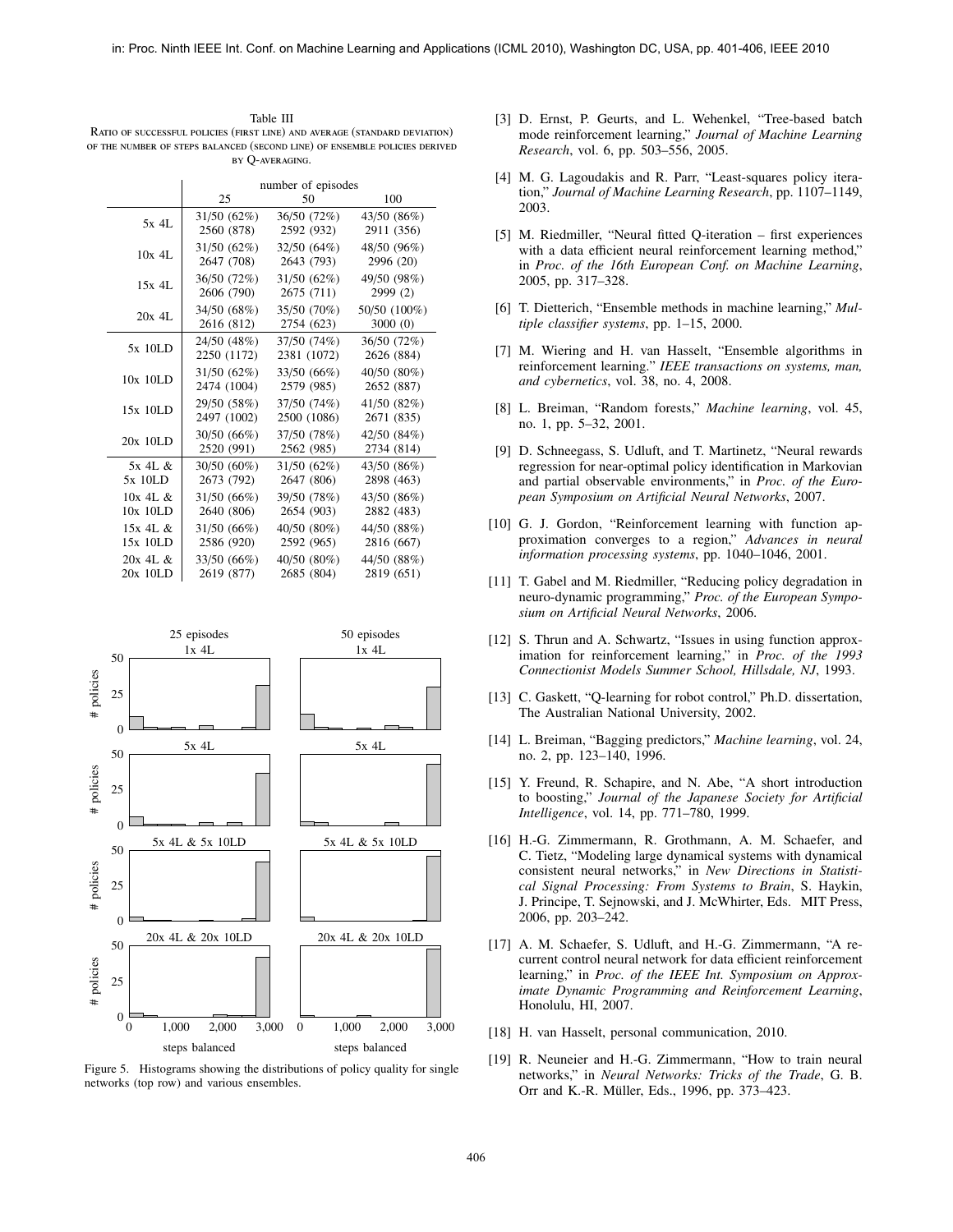Table III
RATIO OF SUCCESSFUL POLICIES (FIRST LINE) AND AVERAGE (STANDARD DEVIATION) OF THE NUMBER OF STEPS BALANCED (SECOND LINE) OF ENSEMBLE POLICIES DERIVED BY Q-AVERAGING.

| | number of episodes | | |
|---|---|---|---|
| | 25 | 50 | 100 |
| 5x 4L | 31/50 (62%) 2560 (878) | 36/50 (72%) 2592 (932) | 43/50 (86%) 2911 (356) |
| 10x 4L | 31/50 (62%) 2647 (708) | 32/50 (64%) 2643 (793) | 48/50 (96%) 2996 (20) |
| 15x 4L | 36/50 (72%) 2606 (790) | 31/50 (62%) 2675 (711) | 49/50 (98%) 2999 (2) |
| 20x 4L | 34/50 (68%) 2616 (812) | 35/50 (70%) 2754 (623) | 50/50 (100%) 3000 (0) |
| 5x 10LD | 24/50 (48%) 2250 (1172) | 37/50 (74%) 2381 (1072) | 36/50 (72%) 2626 (884) |
| 10x 10LD | 31/50 (62%) 2474 (1004) | 33/50 (66%) 2579 (985) | 40/50 (80%) 2652 (887) |
| 15x 10LD | 29/50 (58%) 2497 (1002) | 37/50 (74%) 2500 (1086) | 41/50 (82%) 2671 (835) |
| 20x 10LD | 30/50 (66%) 2520 (991) | 37/50 (78%) 2562 (985) | 42/50 (84%) 2734 (814) |
| 5x 4L & 5x 10LD | 30/50 (60%) 2673 (792) | 31/50 (62%) 2647 (806) | 43/50 (86%) 2898 (463) |
| 10x 4L & 10x 10LD | 31/50 (66%) 2640 (806) | 39/50 (78%) 2654 (903) | 43/50 (86%) 2882 (483) |
| 15x 4L & 15x 10LD | 31/50 (66%) 2586 (920) | 40/50 (80%) 2592 (965) | 44/50 (88%) 2816 (667) |
| 20x 4L & 20x 10LD | 33/50 (66%) 2619 (877) | 40/50 (80%) 2685 (804) | 44/50 (88%) 2819 (651) |

25 episodes
50 episodes
1x 4L
5x 4L
5x 4L & 5x 10LD
20x 4L & 20x 10LD
# policies
0
25
50
0
1,000
2,000
3,000
steps balanced

Figure 5. Histograms showing the distributions of policy quality for single networks (top row) and various ensembles.

[3] D. Ernst, P. Geurts, and L. Wehenkel, "Tree-based batch mode reinforcement learning," *Journal of Machine Learning Research*, vol. 6, pp. 503–556, 2005.

[4] M. G. Lagoudakis and R. Parr, "Least-squares policy iteration," *Journal of Machine Learning Research*, pp. 1107–1149, 2003.

[5] M. Riedmiller, "Neural fitted Q-iteration – first experiences with a data efficient neural reinforcement learning method," in *Proc. of the 16th European Conf. on Machine Learning*, 2005, pp. 317–328.

[6] T. Dietterich, "Ensemble methods in machine learning," *Multiple classifier systems*, pp. 1–15, 2000.

[7] M. Wiering and H. van Hasselt, "Ensemble algorithms in reinforcement learning." *IEEE transactions on systems, man, and cybernetics*, vol. 38, no. 4, 2008.

[8] L. Breiman, "Random forests," *Machine learning*, vol. 45, no. 1, pp. 5–32, 2001.

[9] D. Schneegass, S. Udluft, and T. Martinetz, "Neural rewards regression for near-optimal policy identification in Markovian and partial observable environments," in *Proc. of the European Symposium on Artificial Neural Networks*, 2007.

[10] G. J. Gordon, "Reinforcement learning with function approximation converges to a region," *Advances in neural information processing systems*, pp. 1040–1046, 2001.

[11] T. Gabel and M. Riedmiller, "Reducing policy degradation in neuro-dynamic programming," *Proc. of the European Symposium on Artificial Neural Networks*, 2006.

[12] S. Thrun and A. Schwartz, "Issues in using function approximation for reinforcement learning," in *Proc. of the 1993 Connectionist Models Summer School, Hillsdale, NJ*, 1993.

[13] C. Gaskett, "Q-learning for robot control," Ph.D. dissertation, The Australian National University, 2002.

[14] L. Breiman, "Bagging predictors," *Machine learning*, vol. 24, no. 2, pp. 123–140, 1996.

[15] Y. Freund, R. Schapire, and N. Abe, "A short introduction to boosting," *Journal of the Japanese Society for Artificial Intelligence*, vol. 14, pp. 771–780, 1999.

[16] H.-G. Zimmermann, R. Grothmann, A. M. Schaefer, and C. Tietz, "Modeling large dynamical systems with dynamical consistent neural networks," in *New Directions in Statistical Signal Processing: From Systems to Brain*, S. Haykin, J. Principe, T. Sejnowski, and J. McWhirter, Eds. MIT Press, 2006, pp. 203–242.

[17] A. M. Schaefer, S. Udluft, and H.-G. Zimmermann, "A recurrent control neural network for data efficient reinforcement learning," in *Proc. of the IEEE Int. Symposium on Approximate Dynamic Programming and Reinforcement Learning*, Honolulu, HI, 2007.

[18] H. van Hasselt, personal communication, 2010.

[19] R. Neuneier and H.-G. Zimmermann, "How to train neural networks," in *Neural Networks: Tricks of the Trade*, G. B. Orr and K.-R. Müller, Eds., 1996, pp. 373–423.